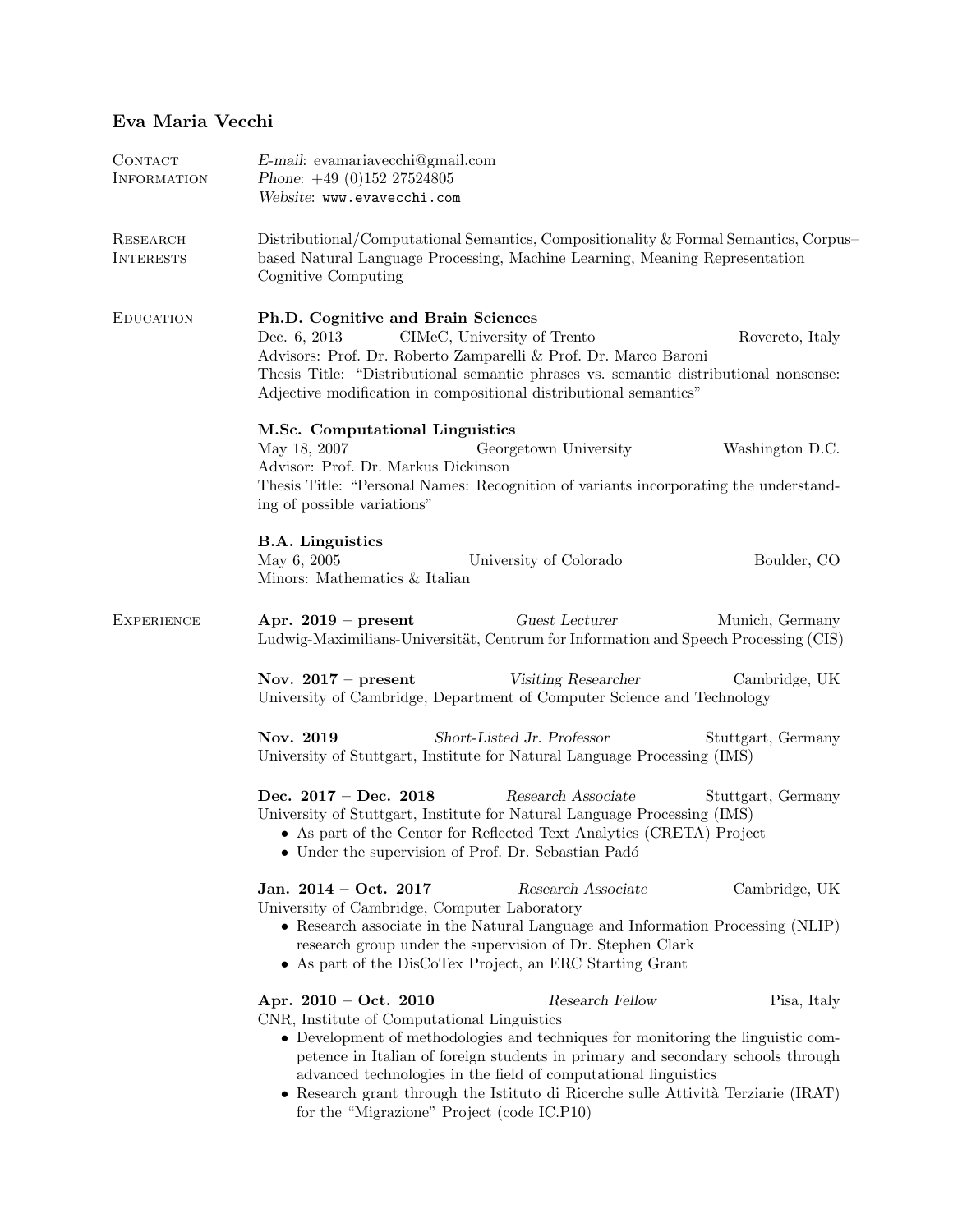# Eva Maria Vecchi

## Contact Information

*E-mail*: evamariavecchi@gmail.com
*Phone*: +49 (0)152 27524805
*Website*: `www.evavecchi.com`

## Research Interests

Distributional/Computational Semantics, Compositionality & Formal Semantics, Corpus–based Natural Language Processing, Machine Learning, Meaning Representation Cognitive Computing

## Education

**Ph.D. Cognitive and Brain Sciences**
Dec. 6, 2013 — CIMeC, University of Trento — Rovereto, Italy
Advisors: Prof. Dr. Roberto Zamparelli & Prof. Dr. Marco Baroni
Thesis Title: "Distributional semantic phrases vs. semantic distributional nonsense: Adjective modification in compositional distributional semantics"

**M.Sc. Computational Linguistics**
May 18, 2007 — Georgetown University — Washington D.C.
Advisor: Prof. Dr. Markus Dickinson
Thesis Title: "Personal Names: Recognition of variants incorporating the understanding of possible variations"

**B.A. Linguistics**
May 6, 2005 — University of Colorado — Boulder, CO
Minors: Mathematics & Italian

## Experience

**Apr. 2019 – present** — *Guest Lecturer* — Munich, Germany
Ludwig-Maximilians-Universität, Centrum for Information and Speech Processing (CIS)

**Nov. 2017 – present** — *Visiting Researcher* — Cambridge, UK
University of Cambridge, Department of Computer Science and Technology

**Nov. 2019** — *Short-Listed Jr. Professor* — Stuttgart, Germany
University of Stuttgart, Institute for Natural Language Processing (IMS)

**Dec. 2017 – Dec. 2018** — *Research Associate* — Stuttgart, Germany
University of Stuttgart, Institute for Natural Language Processing (IMS)

- As part of the Center for Reflected Text Analytics (CRETA) Project
- Under the supervision of Prof. Dr. Sebastian Padó

**Jan. 2014 – Oct. 2017** — *Research Associate* — Cambridge, UK
University of Cambridge, Computer Laboratory

- Research associate in the Natural Language and Information Processing (NLIP) research group under the supervision of Dr. Stephen Clark
- As part of the DisCoTex Project, an ERC Starting Grant

**Apr. 2010 – Oct. 2010** — *Research Fellow* — Pisa, Italy
CNR, Institute of Computational Linguistics

- Development of methodologies and techniques for monitoring the linguistic competence in Italian of foreign students in primary and secondary schools through advanced technologies in the field of computational linguistics
- Research grant through the Istituto di Ricerche sulle Attività Terziarie (IRAT) for the "Migrazione" Project (code IC.P10)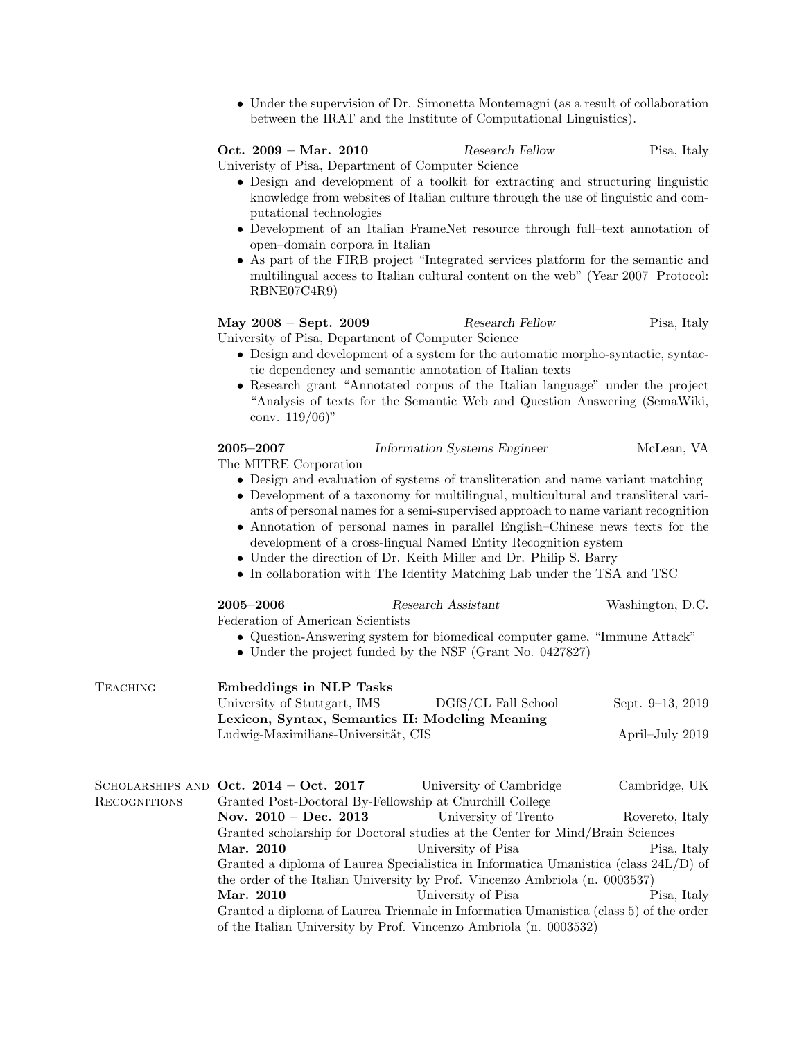- Under the supervision of Dr. Simonetta Montemagni (as a result of collaboration between the IRAT and the Institute of Computational Linguistics).

**Oct. 2009 – Mar. 2010** — *Research Fellow* — Pisa, Italy
Univeristy of Pisa, Department of Computer Science

- Design and development of a toolkit for extracting and structuring linguistic knowledge from websites of Italian culture through the use of linguistic and computational technologies
- Development of an Italian FrameNet resource through full–text annotation of open–domain corpora in Italian
- As part of the FIRB project "Integrated services platform for the semantic and multilingual access to Italian cultural content on the web" (Year 2007 Protocol: RBNE07C4R9)

**May 2008 – Sept. 2009** — *Research Fellow* — Pisa, Italy
University of Pisa, Department of Computer Science

- Design and development of a system for the automatic morpho-syntactic, syntactic dependency and semantic annotation of Italian texts
- Research grant "Annotated corpus of the Italian language" under the project "Analysis of texts for the Semantic Web and Question Answering (SemaWiki, conv. 119/06)"

**2005–2007** — *Information Systems Engineer* — McLean, VA
The MITRE Corporation

- Design and evaluation of systems of transliteration and name variant matching
- Development of a taxonomy for multilingual, multicultural and transliteral variants of personal names for a semi-supervised approach to name variant recognition
- Annotation of personal names in parallel English–Chinese news texts for the development of a cross-lingual Named Entity Recognition system
- Under the direction of Dr. Keith Miller and Dr. Philip S. Barry
- In collaboration with The Identity Matching Lab under the TSA and TSC

**2005–2006** — *Research Assistant* — Washington, D.C.
Federation of American Scientists

- Question-Answering system for biomedical computer game, "Immune Attack"
- Under the project funded by the NSF (Grant No. 0427827)

## Teaching

**Embeddings in NLP Tasks**
University of Stuttgart, IMS — DGfS/CL Fall School — Sept. 9–13, 2019

**Lexicon, Syntax, Semantics II: Modeling Meaning**
Ludwig-Maximilians-Universität, CIS — April–July 2019

## Scholarships and Recognitions

**Oct. 2014 – Oct. 2017** — University of Cambridge — Cambridge, UK
Granted Post-Doctoral By-Fellowship at Churchill College

**Nov. 2010 – Dec. 2013** — University of Trento — Rovereto, Italy
Granted scholarship for Doctoral studies at the Center for Mind/Brain Sciences

**Mar. 2010** — University of Pisa — Pisa, Italy
Granted a diploma of Laurea Specialistica in Informatica Umanistica (class 24L/D) of the order of the Italian University by Prof. Vincenzo Ambriola (n. 0003537)

**Mar. 2010** — University of Pisa — Pisa, Italy
Granted a diploma of Laurea Triennale in Informatica Umanistica (class 5) of the order of the Italian University by Prof. Vincenzo Ambriola (n. 0003532)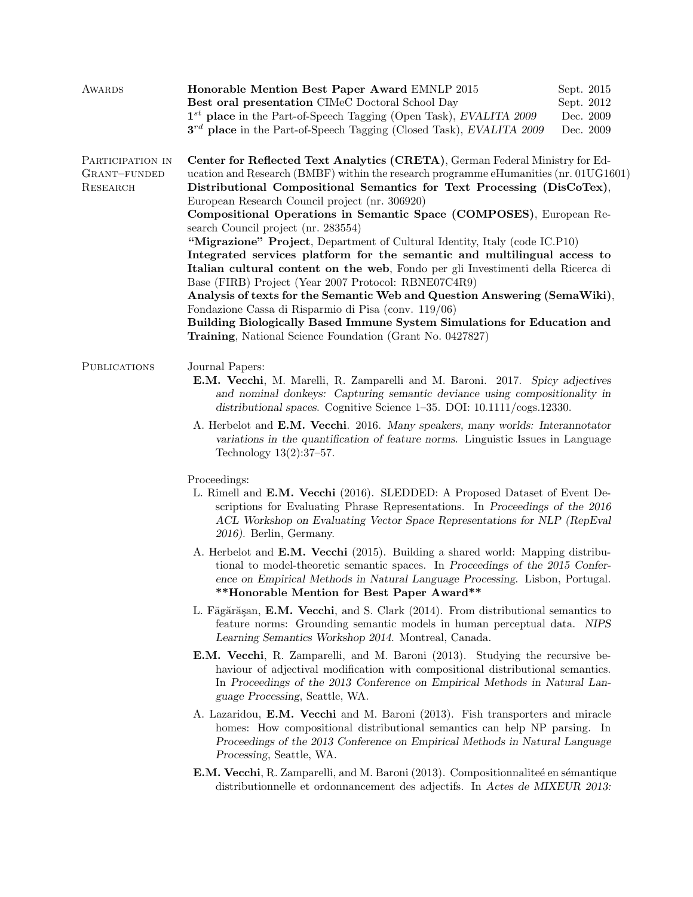## Awards

| | |
|---|---|
| **Honorable Mention Best Paper Award** EMNLP 2015 | Sept. 2015 |
| **Best oral presentation** CIMeC Doctoral School Day | Sept. 2012 |
| **1$^{st}$ place** in the Part-of-Speech Tagging (Open Task), *EVALITA 2009* | Dec. 2009 |
| **3$^{rd}$ place** in the Part-of-Speech Tagging (Closed Task), *EVALITA 2009* | Dec. 2009 |

## Participation in Grant–funded Research

**Center for Reflected Text Analytics (CRETA)**, German Federal Ministry for Education and Research (BMBF) within the research programme eHumanities (nr. 01UG1601)
**Distributional Compositional Semantics for Text Processing (DisCoTex)**, European Research Council project (nr. 306920)
**Compositional Operations in Semantic Space (COMPOSES)**, European Research Council project (nr. 283554)
**"Migrazione" Project**, Department of Cultural Identity, Italy (code IC.P10)
**Integrated services platform for the semantic and multilingual access to Italian cultural content on the web**, Fondo per gli Investimenti della Ricerca di Base (FIRB) Project (Year 2007 Protocol: RBNE07C4R9)
**Analysis of texts for the Semantic Web and Question Answering (SemaWiki)**, Fondazione Cassa di Risparmio di Pisa (conv. 119/06)
**Building Biologically Based Immune System Simulations for Education and Training**, National Science Foundation (Grant No. 0427827)

## Publications

Journal Papers:

**E.M. Vecchi**, M. Marelli, R. Zamparelli and M. Baroni. 2017. *Spicy adjectives and nominal donkeys: Capturing semantic deviance using compositionality in distributional spaces*. Cognitive Science 1–35. DOI: 10.1111/cogs.12330.

A. Herbelot and **E.M. Vecchi**. 2016. *Many speakers, many worlds: Interannotator variations in the quantification of feature norms*. Linguistic Issues in Language Technology 13(2):37–57.

Proceedings:

L. Rimell and **E.M. Vecchi** (2016). SLEDDED: A Proposed Dataset of Event Descriptions for Evaluating Phrase Representations. In *Proceedings of the 2016 ACL Workshop on Evaluating Vector Space Representations for NLP (RepEval 2016)*. Berlin, Germany.

A. Herbelot and **E.M. Vecchi** (2015). Building a shared world: Mapping distributional to model-theoretic semantic spaces. In *Proceedings of the 2015 Conference on Empirical Methods in Natural Language Processing*. Lisbon, Portugal. **\*\*Honorable Mention for Best Paper Award\*\***

L. Făgărăşan, **E.M. Vecchi**, and S. Clark (2014). From distributional semantics to feature norms: Grounding semantic models in human perceptual data. *NIPS Learning Semantics Workshop 2014*. Montreal, Canada.

**E.M. Vecchi**, R. Zamparelli, and M. Baroni (2013). Studying the recursive behaviour of adjectival modification with compositional distributional semantics. In *Proceedings of the 2013 Conference on Empirical Methods in Natural Language Processing*, Seattle, WA.

A. Lazaridou, **E.M. Vecchi** and M. Baroni (2013). Fish transporters and miracle homes: How compositional distributional semantics can help NP parsing. In *Proceedings of the 2013 Conference on Empirical Methods in Natural Language Processing*, Seattle, WA.

**E.M. Vecchi**, R. Zamparelli, and M. Baroni (2013). Compositionnaliteé en sémantique distributionnelle et ordonnancement des adjectifs. In *Actes de MIXEUR 2013:*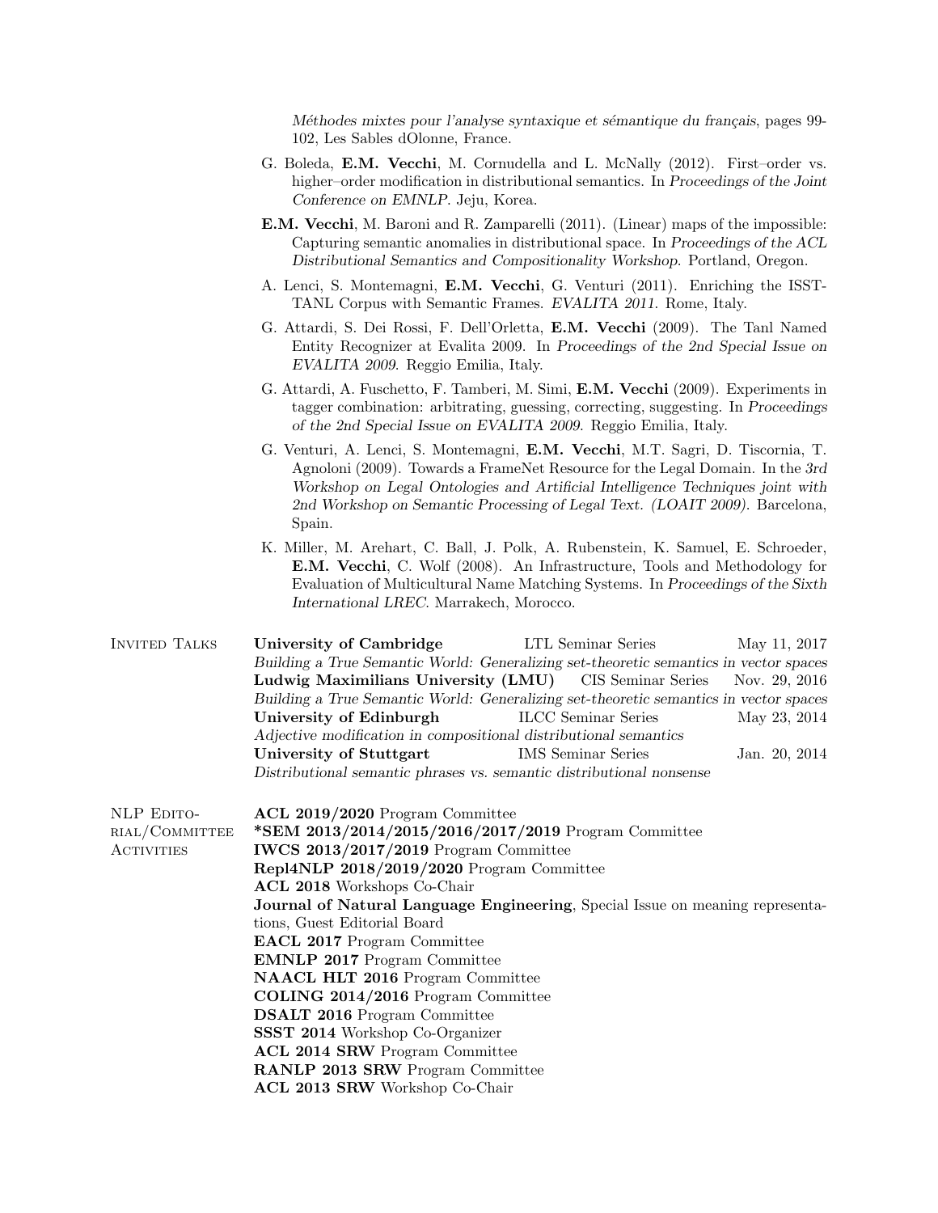*Méthodes mixtes pour l'analyse syntaxique et sémantique du français*, pages 99-102, Les Sables dOlonne, France.

- G. Boleda, **E.M. Vecchi**, M. Cornudella and L. McNally (2012). First–order vs. higher–order modification in distributional semantics. In *Proceedings of the Joint Conference on EMNLP*. Jeju, Korea.
- **E.M. Vecchi**, M. Baroni and R. Zamparelli (2011). (Linear) maps of the impossible: Capturing semantic anomalies in distributional space. In *Proceedings of the ACL Distributional Semantics and Compositionality Workshop*. Portland, Oregon.
- A. Lenci, S. Montemagni, **E.M. Vecchi**, G. Venturi (2011). Enriching the ISST-TANL Corpus with Semantic Frames. *EVALITA 2011*. Rome, Italy.
- G. Attardi, S. Dei Rossi, F. Dell'Orletta, **E.M. Vecchi** (2009). The Tanl Named Entity Recognizer at Evalita 2009. In *Proceedings of the 2nd Special Issue on EVALITA 2009*. Reggio Emilia, Italy.
- G. Attardi, A. Fuschetto, F. Tamberi, M. Simi, **E.M. Vecchi** (2009). Experiments in tagger combination: arbitrating, guessing, correcting, suggesting. In *Proceedings of the 2nd Special Issue on EVALITA 2009*. Reggio Emilia, Italy.
- G. Venturi, A. Lenci, S. Montemagni, **E.M. Vecchi**, M.T. Sagri, D. Tiscornia, T. Agnoloni (2009). Towards a FrameNet Resource for the Legal Domain. In the *3rd Workshop on Legal Ontologies and Artificial Intelligence Techniques joint with 2nd Workshop on Semantic Processing of Legal Text. (LOAIT 2009)*. Barcelona, Spain.
- K. Miller, M. Arehart, C. Ball, J. Polk, A. Rubenstein, K. Samuel, E. Schroeder, **E.M. Vecchi**, C. Wolf (2008). An Infrastructure, Tools and Methodology for Evaluation of Multicultural Name Matching Systems. In *Proceedings of the Sixth International LREC*. Marrakech, Morocco.

## Invited Talks

**University of Cambridge** — LTL Seminar Series — May 11, 2017
*Building a True Semantic World: Generalizing set-theoretic semantics in vector spaces*

**Ludwig Maximilians University (LMU)** — CIS Seminar Series — Nov. 29, 2016
*Building a True Semantic World: Generalizing set-theoretic semantics in vector spaces*

**University of Edinburgh** — ILCC Seminar Series — May 23, 2014
*Adjective modification in compositional distributional semantics*

**University of Stuttgart** — IMS Seminar Series — Jan. 20, 2014
*Distributional semantic phrases vs. semantic distributional nonsense*

## NLP Editorial/Committee Activities

**ACL 2019/2020** Program Committee
**\*SEM 2013/2014/2015/2016/2017/2019** Program Committee
**IWCS 2013/2017/2019** Program Committee
**Repl4NLP 2018/2019/2020** Program Committee
**ACL 2018** Workshops Co-Chair
**Journal of Natural Language Engineering**, Special Issue on meaning representations, Guest Editorial Board
**EACL 2017** Program Committee
**EMNLP 2017** Program Committee
**NAACL HLT 2016** Program Committee
**COLING 2014/2016** Program Committee
**DSALT 2016** Program Committee
**SSST 2014** Workshop Co-Organizer
**ACL 2014 SRW** Program Committee
**RANLP 2013 SRW** Program Committee
**ACL 2013 SRW** Workshop Co-Chair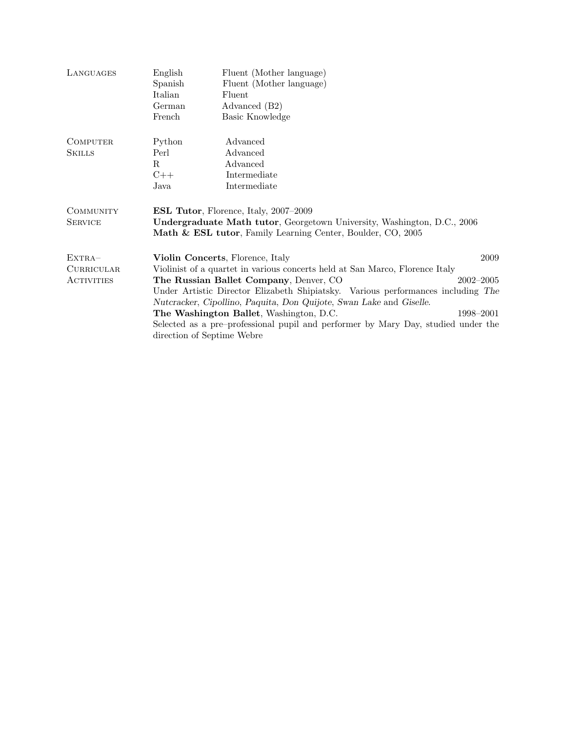## Languages

| | |
|---|---|
| English | Fluent (Mother language) |
| Spanish | Fluent (Mother language) |
| Italian | Fluent |
| German | Advanced (B2) |
| French | Basic Knowledge |

## Computer Skills

| | |
|---|---|
| Python | Advanced |
| Perl | Advanced |
| R | Advanced |
| C++ | Intermediate |
| Java | Intermediate |

## Community Service

**ESL Tutor**, Florence, Italy, 2007–2009
**Undergraduate Math tutor**, Georgetown University, Washington, D.C., 2006
**Math & ESL tutor**, Family Learning Center, Boulder, CO, 2005

## Extra–Curricular Activities

**Violin Concerts**, Florence, Italy — 2009
Violinist of a quartet in various concerts held at San Marco, Florence Italy

**The Russian Ballet Company**, Denver, CO — 2002–2005
Under Artistic Director Elizabeth Shipiatsky. Various performances including *The Nutcracker*, *Cipollino*, *Paquita*, *Don Quijote*, *Swan Lake* and *Giselle*.

**The Washington Ballet**, Washington, D.C. — 1998–2001
Selected as a pre–professional pupil and performer by Mary Day, studied under the direction of Septime Webre